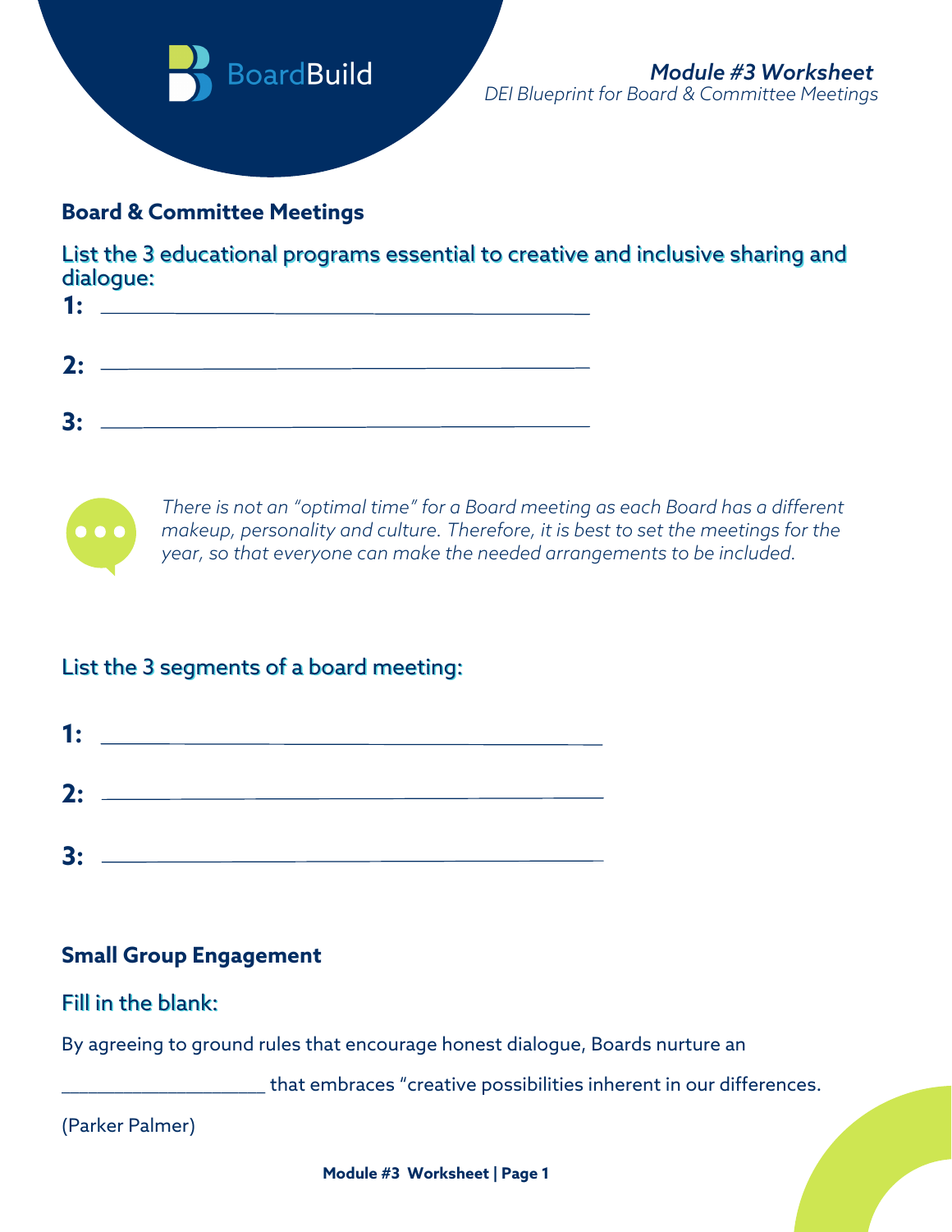BoardBuild

***Module #3 Worksheet***
*DEI Blueprint for Board & Committee Meetings*

**Board & Committee Meetings**

### List the 3 educational programs essential to creative and inclusive sharing and dialogue:

**1:** ______________________________________________

**2:** ______________________________________________

**3:** ______________________________________________

*There is not an "optimal time" for a Board meeting as each Board has a different makeup, personality and culture. Therefore, it is best to set the meetings for the year, so that everyone can make the needed arrangements to be included.*

### List the 3 segments of a board meeting:

**1:** ______________________________________________

**2:** ______________________________________________

**3:** ______________________________________________

**Small Group Engagement**

### Fill in the blank:

By agreeing to ground rules that encourage honest dialogue, Boards nurture an

____________________ that embraces "creative possibilities inherent in our differences.

(Parker Palmer)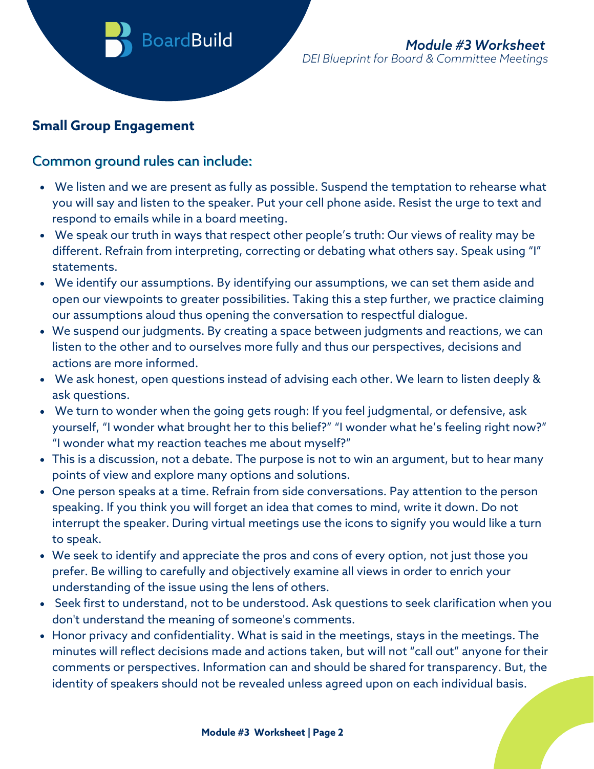## Small Group Engagement

### Common ground rules can include:

- We listen and we are present as fully as possible. Suspend the temptation to rehearse what you will say and listen to the speaker. Put your cell phone aside. Resist the urge to text and respond to emails while in a board meeting.
- We speak our truth in ways that respect other people's truth: Our views of reality may be different. Refrain from interpreting, correcting or debating what others say. Speak using "I" statements.
- We identify our assumptions. By identifying our assumptions, we can set them aside and open our viewpoints to greater possibilities. Taking this a step further, we practice claiming our assumptions aloud thus opening the conversation to respectful dialogue.
- We suspend our judgments. By creating a space between judgments and reactions, we can listen to the other and to ourselves more fully and thus our perspectives, decisions and actions are more informed.
- We ask honest, open questions instead of advising each other. We learn to listen deeply & ask questions.
- We turn to wonder when the going gets rough: If you feel judgmental, or defensive, ask yourself, "I wonder what brought her to this belief?" "I wonder what he's feeling right now?" "I wonder what my reaction teaches me about myself?"
- This is a discussion, not a debate. The purpose is not to win an argument, but to hear many points of view and explore many options and solutions.
- One person speaks at a time. Refrain from side conversations. Pay attention to the person speaking. If you think you will forget an idea that comes to mind, write it down. Do not interrupt the speaker. During virtual meetings use the icons to signify you would like a turn to speak.
- We seek to identify and appreciate the pros and cons of every option, not just those you prefer. Be willing to carefully and objectively examine all views in order to enrich your understanding of the issue using the lens of others.
- Seek first to understand, not to be understood. Ask questions to seek clarification when you don't understand the meaning of someone's comments.
- Honor privacy and confidentiality. What is said in the meetings, stays in the meetings. The minutes will reflect decisions made and actions taken, but will not "call out" anyone for their comments or perspectives. Information can and should be shared for transparency. But, the identity of speakers should not be revealed unless agreed upon on each individual basis.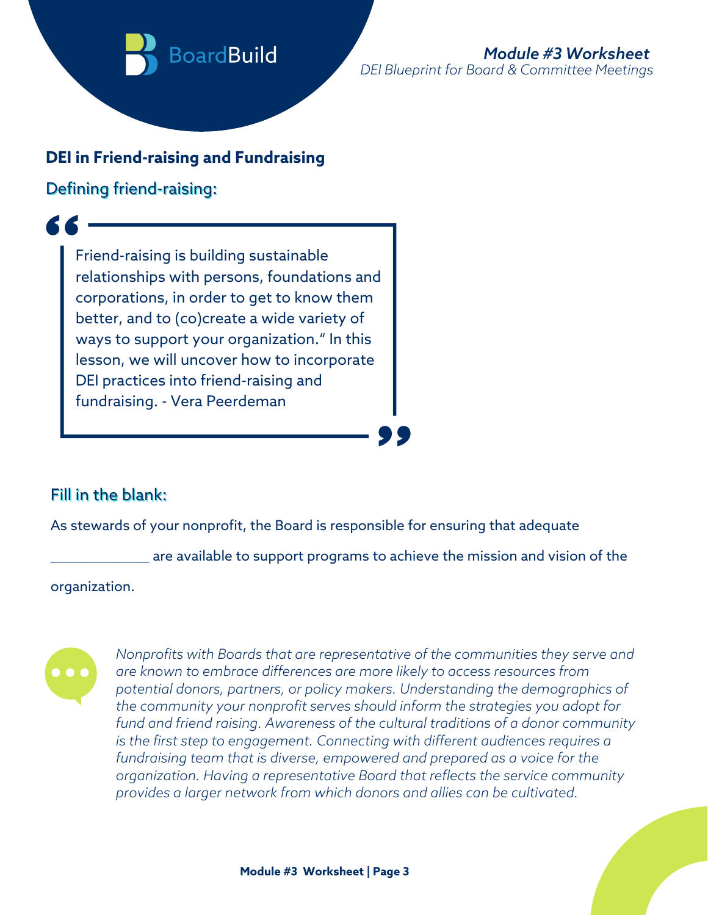## DEI in Friend-raising and Fundraising

### Defining friend-raising:

> Friend-raising is building sustainable relationships with persons, foundations and corporations, in order to get to know them better, and to (co)create a wide variety of ways to support your organization." In this lesson, we will uncover how to incorporate DEI practices into friend-raising and fundraising. - Vera Peerdeman

### Fill in the blank:

As stewards of your nonprofit, the Board is responsible for ensuring that adequate

_____________ are available to support programs to achieve the mission and vision of the organization.

*Nonprofits with Boards that are representative of the communities they serve and are known to embrace differences are more likely to access resources from potential donors, partners, or policy makers. Understanding the demographics of the community your nonprofit serves should inform the strategies you adopt for fund and friend raising. Awareness of the cultural traditions of a donor community is the first step to engagement. Connecting with different audiences requires a fundraising team that is diverse, empowered and prepared as a voice for the organization. Having a representative Board that reflects the service community provides a larger network from which donors and allies can be cultivated.*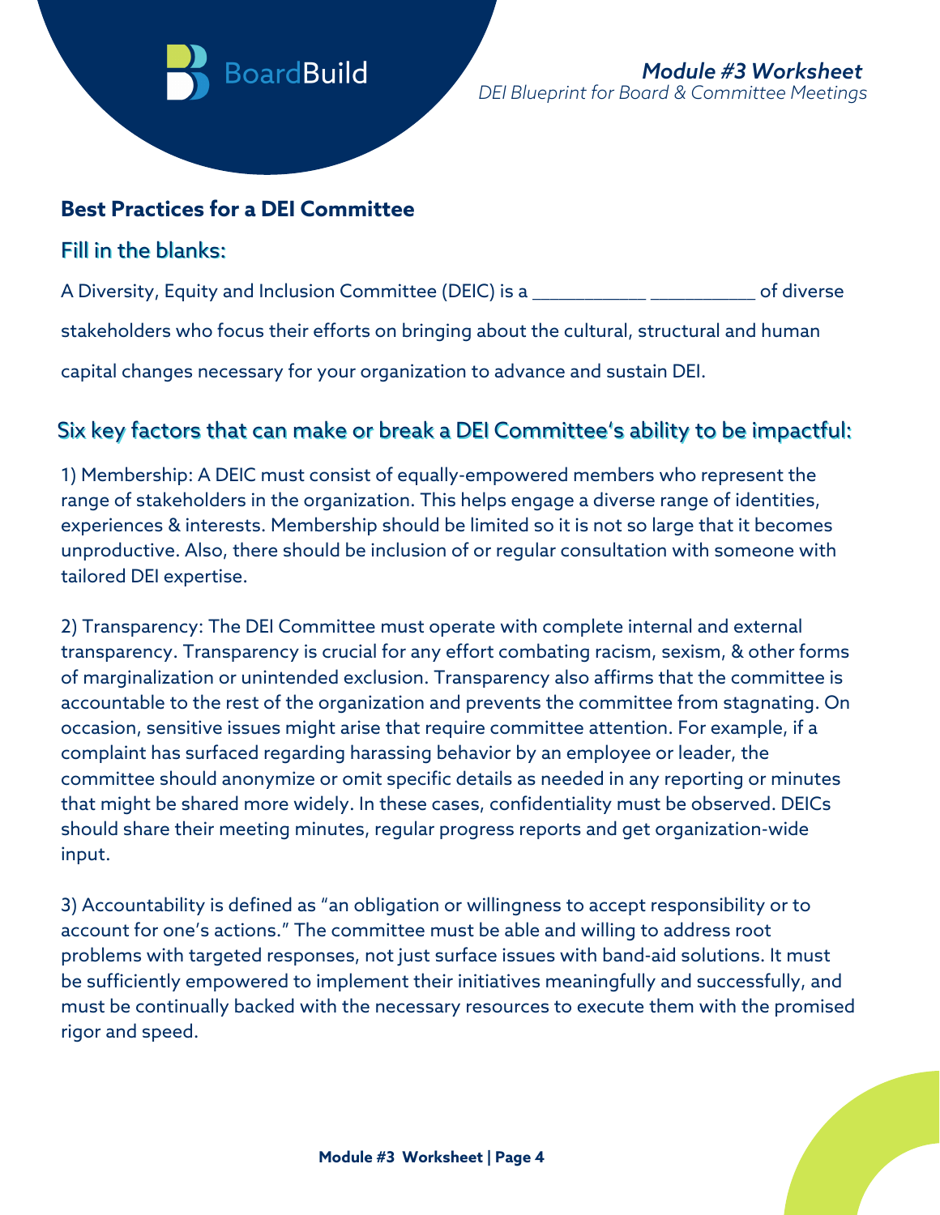## Best Practices for a DEI Committee

### Fill in the blanks:

A Diversity, Equity and Inclusion Committee (DEIC) is a ___________ __________ of diverse stakeholders who focus their efforts on bringing about the cultural, structural and human capital changes necessary for your organization to advance and sustain DEI.

### Six key factors that can make or break a DEI Committee's ability to be impactful:

1) Membership: A DEIC must consist of equally-empowered members who represent the range of stakeholders in the organization. This helps engage a diverse range of identities, experiences & interests. Membership should be limited so it is not so large that it becomes unproductive. Also, there should be inclusion of or regular consultation with someone with tailored DEI expertise.

2) Transparency: The DEI Committee must operate with complete internal and external transparency. Transparency is crucial for any effort combating racism, sexism, & other forms of marginalization or unintended exclusion. Transparency also affirms that the committee is accountable to the rest of the organization and prevents the committee from stagnating. On occasion, sensitive issues might arise that require committee attention. For example, if a complaint has surfaced regarding harassing behavior by an employee or leader, the committee should anonymize or omit specific details as needed in any reporting or minutes that might be shared more widely. In these cases, confidentiality must be observed. DEICs should share their meeting minutes, regular progress reports and get organization-wide input.

3) Accountability is defined as "an obligation or willingness to accept responsibility or to account for one's actions." The committee must be able and willing to address root problems with targeted responses, not just surface issues with band-aid solutions. It must be sufficiently empowered to implement their initiatives meaningfully and successfully, and must be continually backed with the necessary resources to execute them with the promised rigor and speed.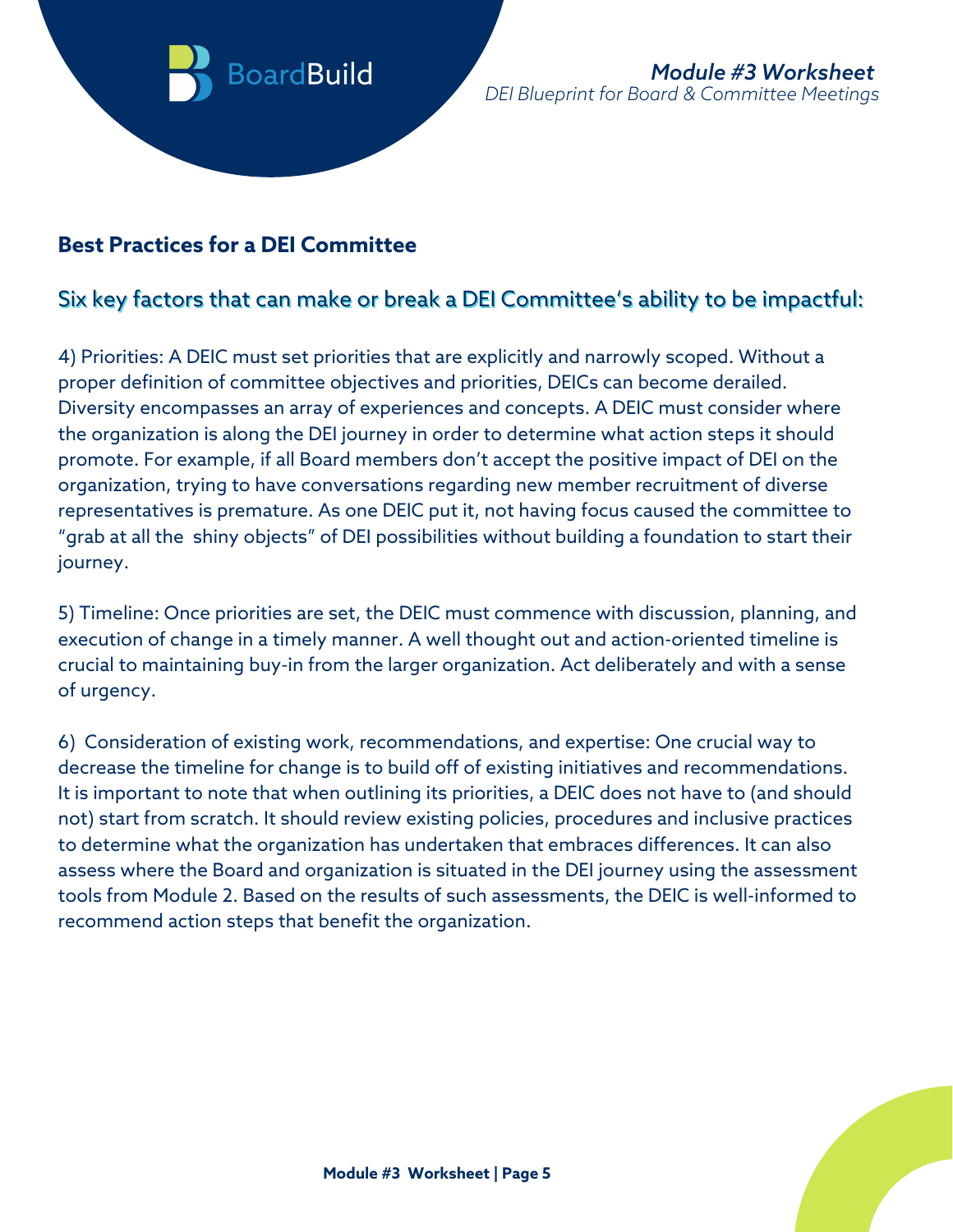## Best Practices for a DEI Committee

### Six key factors that can make or break a DEI Committee's ability to be impactful:

4) Priorities: A DEIC must set priorities that are explicitly and narrowly scoped. Without a proper definition of committee objectives and priorities, DEICs can become derailed. Diversity encompasses an array of experiences and concepts. A DEIC must consider where the organization is along the DEI journey in order to determine what action steps it should promote. For example, if all Board members don't accept the positive impact of DEI on the organization, trying to have conversations regarding new member recruitment of diverse representatives is premature. As one DEIC put it, not having focus caused the committee to "grab at all the shiny objects" of DEI possibilities without building a foundation to start their journey.

5) Timeline: Once priorities are set, the DEIC must commence with discussion, planning, and execution of change in a timely manner. A well thought out and action-oriented timeline is crucial to maintaining buy-in from the larger organization. Act deliberately and with a sense of urgency.

6) Consideration of existing work, recommendations, and expertise: One crucial way to decrease the timeline for change is to build off of existing initiatives and recommendations. It is important to note that when outlining its priorities, a DEIC does not have to (and should not) start from scratch. It should review existing policies, procedures and inclusive practices to determine what the organization has undertaken that embraces differences. It can also assess where the Board and organization is situated in the DEI journey using the assessment tools from Module 2. Based on the results of such assessments, the DEIC is well-informed to recommend action steps that benefit the organization.